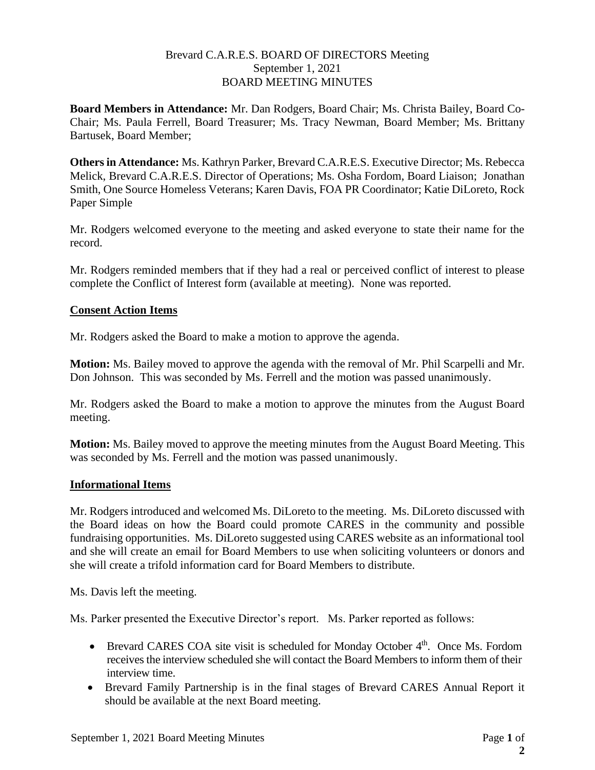Brevard C.A.R.E.S. BOARD OF DIRECTORS Meeting
September 1, 2021
BOARD MEETING MINUTES

**Board Members in Attendance:** Mr. Dan Rodgers, Board Chair; Ms. Christa Bailey, Board Co-Chair; Ms. Paula Ferrell, Board Treasurer; Ms. Tracy Newman, Board Member; Ms. Brittany Bartusek, Board Member;

**Others in Attendance:** Ms. Kathryn Parker, Brevard C.A.R.E.S. Executive Director; Ms. Rebecca Melick, Brevard C.A.R.E.S. Director of Operations; Ms. Osha Fordom, Board Liaison; Jonathan Smith, One Source Homeless Veterans; Karen Davis, FOA PR Coordinator; Katie DiLoreto, Rock Paper Simple

Mr. Rodgers welcomed everyone to the meeting and asked everyone to state their name for the record.

Mr. Rodgers reminded members that if they had a real or perceived conflict of interest to please complete the Conflict of Interest form (available at meeting). None was reported.

## Consent Action Items

Mr. Rodgers asked the Board to make a motion to approve the agenda.

**Motion:** Ms. Bailey moved to approve the agenda with the removal of Mr. Phil Scarpelli and Mr. Don Johnson. This was seconded by Ms. Ferrell and the motion was passed unanimously.

Mr. Rodgers asked the Board to make a motion to approve the minutes from the August Board meeting.

**Motion:** Ms. Bailey moved to approve the meeting minutes from the August Board Meeting. This was seconded by Ms. Ferrell and the motion was passed unanimously.

## Informational Items

Mr. Rodgers introduced and welcomed Ms. DiLoreto to the meeting. Ms. DiLoreto discussed with the Board ideas on how the Board could promote CARES in the community and possible fundraising opportunities. Ms. DiLoreto suggested using CARES website as an informational tool and she will create an email for Board Members to use when soliciting volunteers or donors and she will create a trifold information card for Board Members to distribute.

Ms. Davis left the meeting.

Ms. Parker presented the Executive Director's report. Ms. Parker reported as follows:

- Brevard CARES COA site visit is scheduled for Monday October 4th. Once Ms. Fordom receives the interview scheduled she will contact the Board Members to inform them of their interview time.
- Brevard Family Partnership is in the final stages of Brevard CARES Annual Report it should be available at the next Board meeting.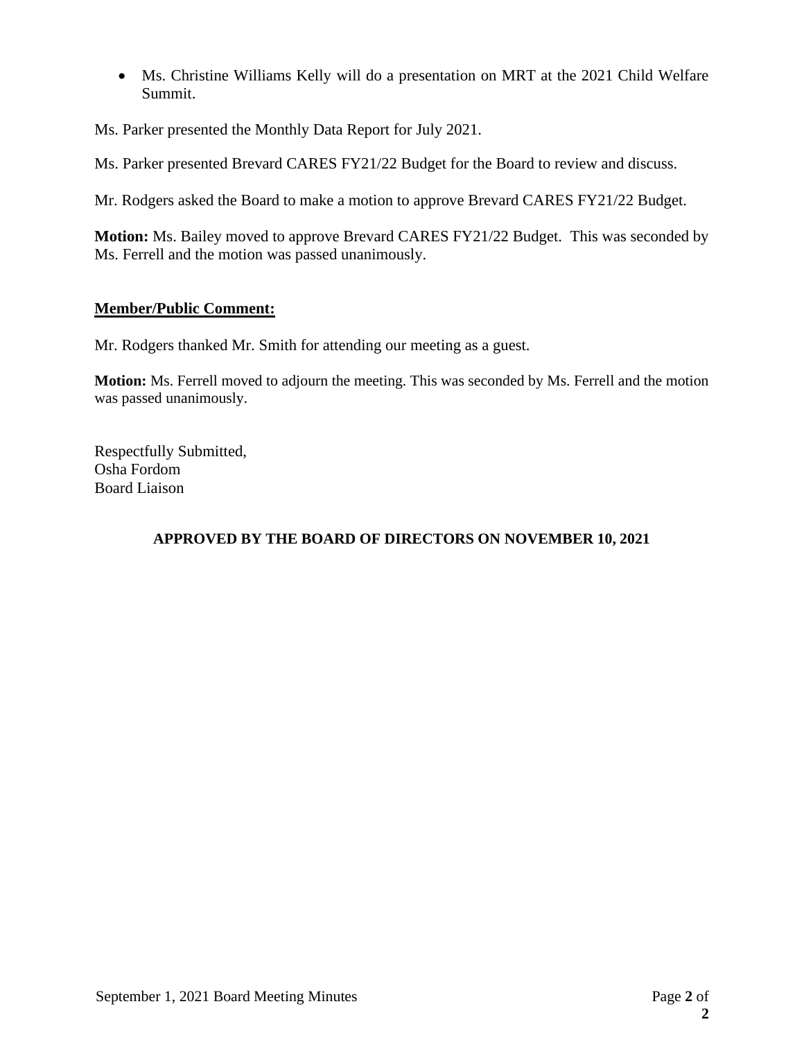- Ms. Christine Williams Kelly will do a presentation on MRT at the 2021 Child Welfare Summit.

Ms. Parker presented the Monthly Data Report for July 2021.

Ms. Parker presented Brevard CARES FY21/22 Budget for the Board to review and discuss.

Mr. Rodgers asked the Board to make a motion to approve Brevard CARES FY21/22 Budget.

**Motion:** Ms. Bailey moved to approve Brevard CARES FY21/22 Budget. This was seconded by Ms. Ferrell and the motion was passed unanimously.

**Member/Public Comment:**

Mr. Rodgers thanked Mr. Smith for attending our meeting as a guest.

**Motion:** Ms. Ferrell moved to adjourn the meeting. This was seconded by Ms. Ferrell and the motion was passed unanimously.

Respectfully Submitted,
Osha Fordom
Board Liaison

**APPROVED BY THE BOARD OF DIRECTORS ON NOVEMBER 10, 2021**